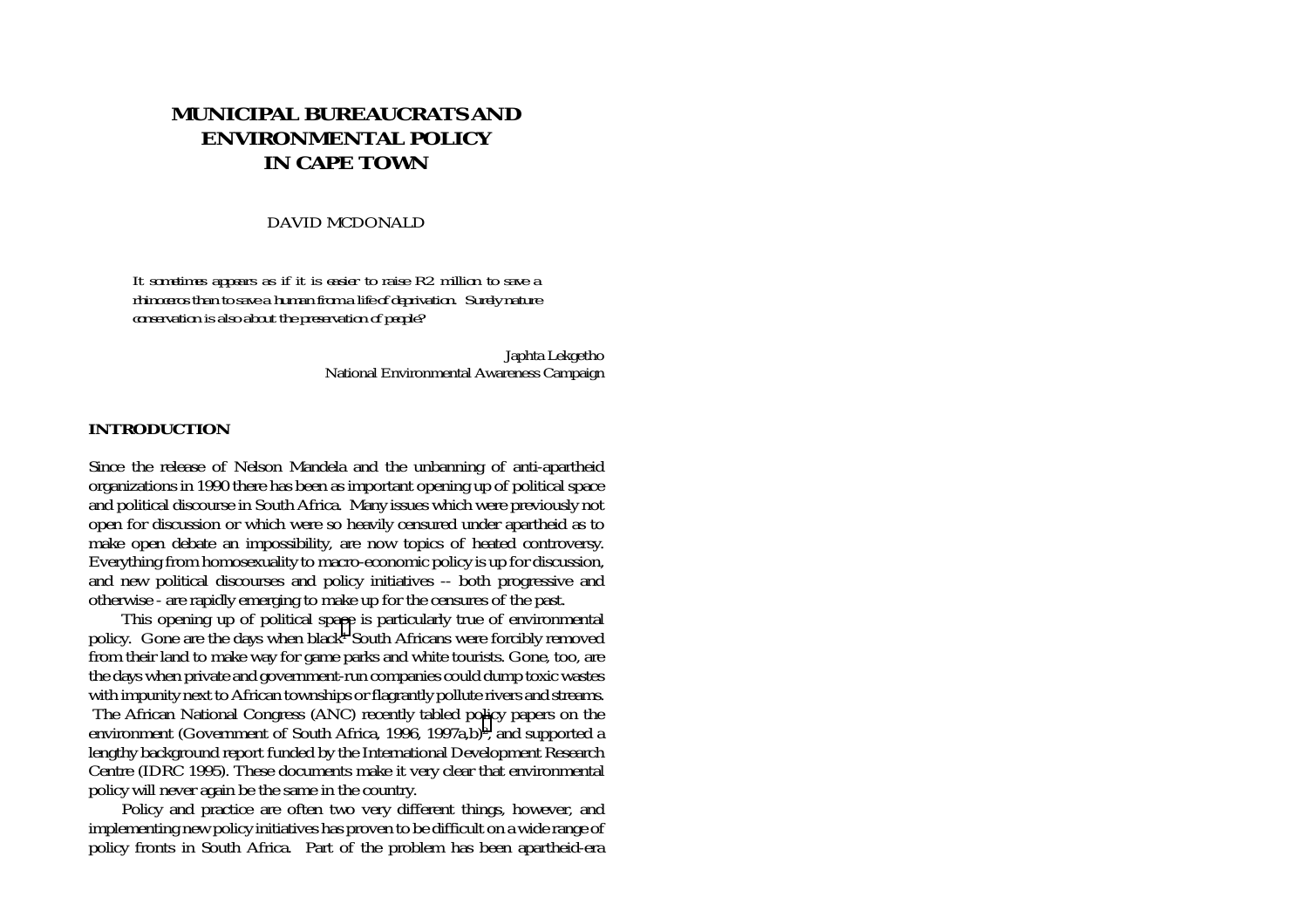# MUNICIPAL BUREAUCRATS AND ENVIRONMENTAL POLICY IN CAPE TOWN

DAVID MCDONALD

> *It sometimes appears as if it is easier to raise R2 million to save a rhinoceros than to save a human from a life of deprivation. Surely nature conservation is also about the preservation of people?*
>
> Japhta Lekgetho
> National Environmental Awareness Campaign

## INTRODUCTION

Since the release of Nelson Mandela and the unbanning of anti-apartheid organizations in 1990 there has been as important opening up of political space and political discourse in South Africa. Many issues which were previously not open for discussion or which were so heavily censured under apartheid as to make open debate an impossibility, are now topics of heated controversy. Everything from homosexuality to macro-economic policy is up for discussion, and new political discourses and policy initiatives -- both progressive and otherwise - are rapidly emerging to make up for the censures of the past.

This opening up of political space is particularly true of environmental policy. Gone are the days when black[1] South Africans were forcibly removed from their land to make way for game parks and white tourists. Gone, too, are the days when private and government-run companies could dump toxic wastes with impunity next to African townships or flagrantly pollute rivers and streams. The African National Congress (ANC) recently tabled policy papers on the environment (Government of South Africa, 1996, 1997a,b)[2], and supported a lengthy background report funded by the International Development Research Centre (IDRC 1995). These documents make it very clear that environmental policy will never again be the same in the country.

Policy and practice are often two very different things, however, and implementing new policy initiatives has proven to be difficult on a wide range of policy fronts in South Africa. Part of the problem has been apartheid-era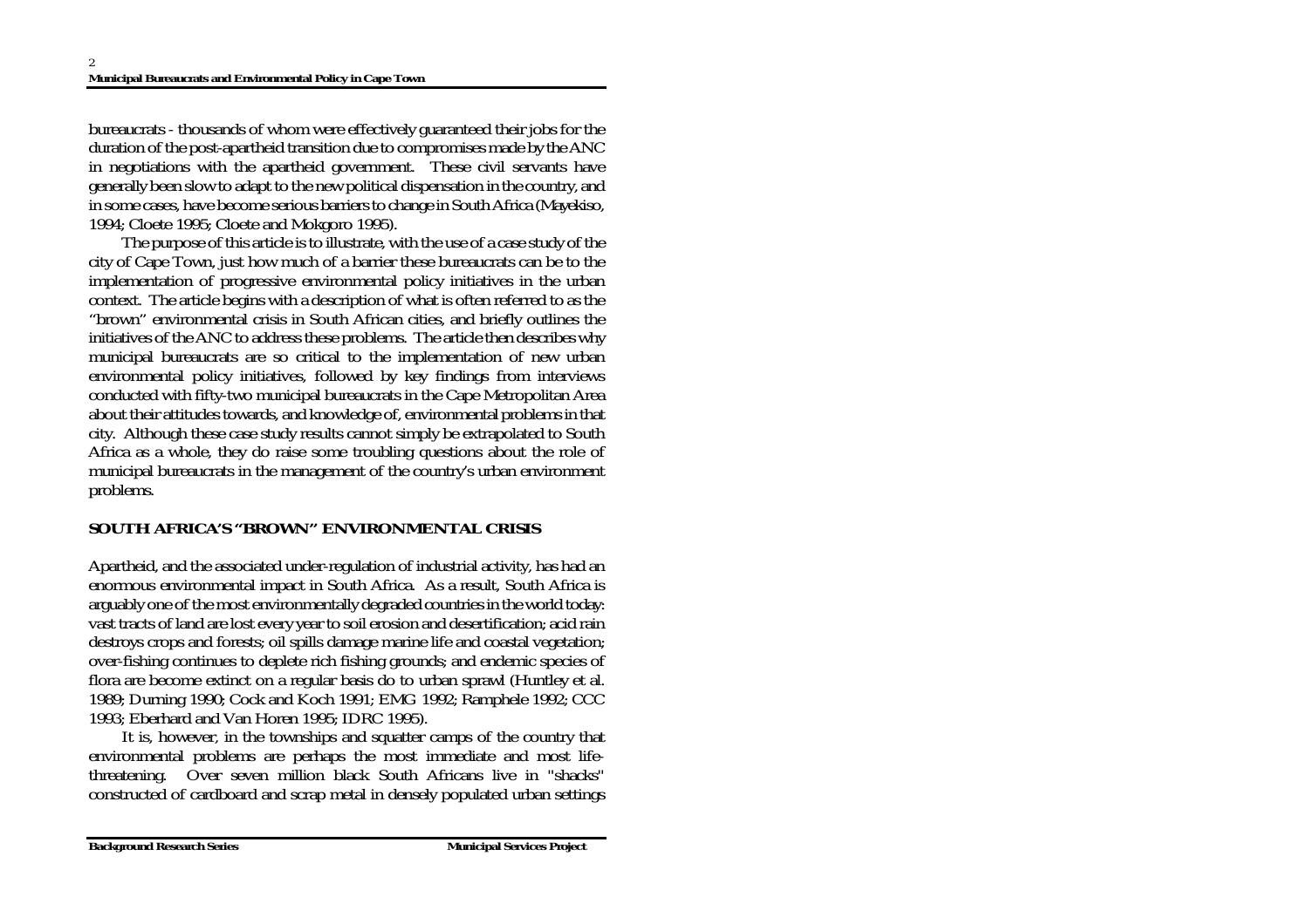bureaucrats - thousands of whom were effectively guaranteed their jobs for the duration of the post-apartheid transition due to compromises made by the ANC in negotiations with the apartheid government. These civil servants have generally been slow to adapt to the new political dispensation in the country, and in some cases, have become serious barriers to change in South Africa (Mayekiso, 1994; Cloete 1995; Cloete and Mokgoro 1995).

The purpose of this article is to illustrate, with the use of a case study of the city of Cape Town, just how much of a barrier these bureaucrats can be to the implementation of progressive environmental policy initiatives in the urban context. The article begins with a description of what is often referred to as the "brown" environmental crisis in South African cities, and briefly outlines the initiatives of the ANC to address these problems. The article then describes why municipal bureaucrats are so critical to the implementation of new urban environmental policy initiatives, followed by key findings from interviews conducted with fifty-two municipal bureaucrats in the Cape Metropolitan Area about their attitudes towards, and knowledge of, environmental problems in that city. Although these case study results cannot simply be extrapolated to South Africa as a whole, they do raise some troubling questions about the role of municipal bureaucrats in the management of the country's urban environment problems.

## SOUTH AFRICA'S "BROWN" ENVIRONMENTAL CRISIS

Apartheid, and the associated under-regulation of industrial activity, has had an enormous environmental impact in South Africa. As a result, South Africa is arguably one of the most environmentally degraded countries in the world today: vast tracts of land are lost every year to soil erosion and desertification; acid rain destroys crops and forests; oil spills damage marine life and coastal vegetation; over-fishing continues to deplete rich fishing grounds; and endemic species of flora are become extinct on a regular basis do to urban sprawl (Huntley et al. 1989; Durning 1990; Cock and Koch 1991; EMG 1992; Ramphele 1992; CCC 1993; Eberhard and Van Horen 1995; IDRC 1995).

It is, however, in the townships and squatter camps of the country that environmental problems are perhaps the most immediate and most life-threatening. Over seven million black South Africans live in "shacks" constructed of cardboard and scrap metal in densely populated urban settings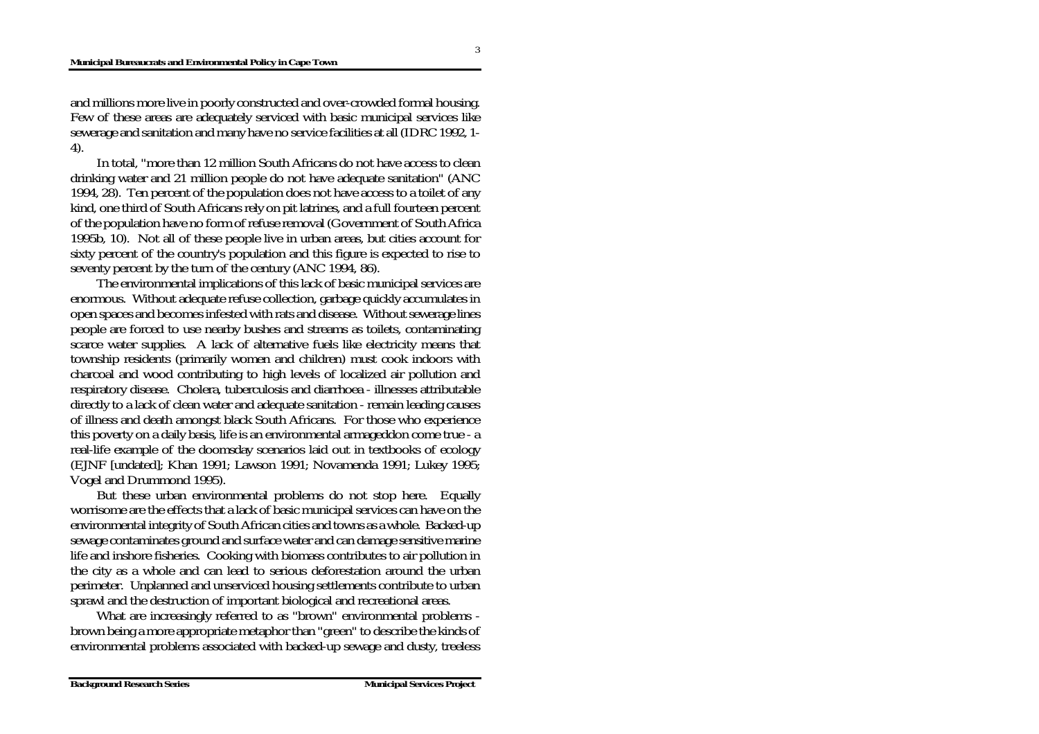and millions more live in poorly constructed and over-crowded formal housing. Few of these areas are adequately serviced with basic municipal services like sewerage and sanitation and many have no service facilities at all (IDRC 1992, 1-4).

In total, "more than 12 million South Africans do not have access to clean drinking water and 21 million people do not have adequate sanitation" (ANC 1994, 28). Ten percent of the population does not have access to a toilet of any kind, one third of South Africans rely on pit latrines, and a full fourteen percent of the population have no form of refuse removal (Government of South Africa 1995b, 10). Not all of these people live in urban areas, but cities account for sixty percent of the country's population and this figure is expected to rise to seventy percent by the turn of the century (ANC 1994, 86).

The environmental implications of this lack of basic municipal services are enormous. Without adequate refuse collection, garbage quickly accumulates in open spaces and becomes infested with rats and disease. Without sewerage lines people are forced to use nearby bushes and streams as toilets, contaminating scarce water supplies. A lack of alternative fuels like electricity means that township residents (primarily women and children) must cook indoors with charcoal and wood contributing to high levels of localized air pollution and respiratory disease. Cholera, tuberculosis and diarrhoea - illnesses attributable directly to a lack of clean water and adequate sanitation - remain leading causes of illness and death amongst black South Africans. For those who experience this poverty on a daily basis, life is an environmental armageddon come true - a real-life example of the doomsday scenarios laid out in textbooks of ecology (EJNF [undated]; Khan 1991; Lawson 1991; Novamenda 1991; Lukey 1995; Vogel and Drummond 1995).

But these urban environmental problems do not stop here. Equally worrisome are the effects that a lack of basic municipal services can have on the environmental integrity of South African cities and towns as a whole. Backed-up sewage contaminates ground and surface water and can damage sensitive marine life and inshore fisheries. Cooking with biomass contributes to air pollution in the city as a whole and can lead to serious deforestation around the urban perimeter. Unplanned and unserviced housing settlements contribute to urban sprawl and the destruction of important biological and recreational areas.

What are increasingly referred to as "brown" environmental problems - brown being a more appropriate metaphor than "green" to describe the kinds of environmental problems associated with backed-up sewage and dusty, treeless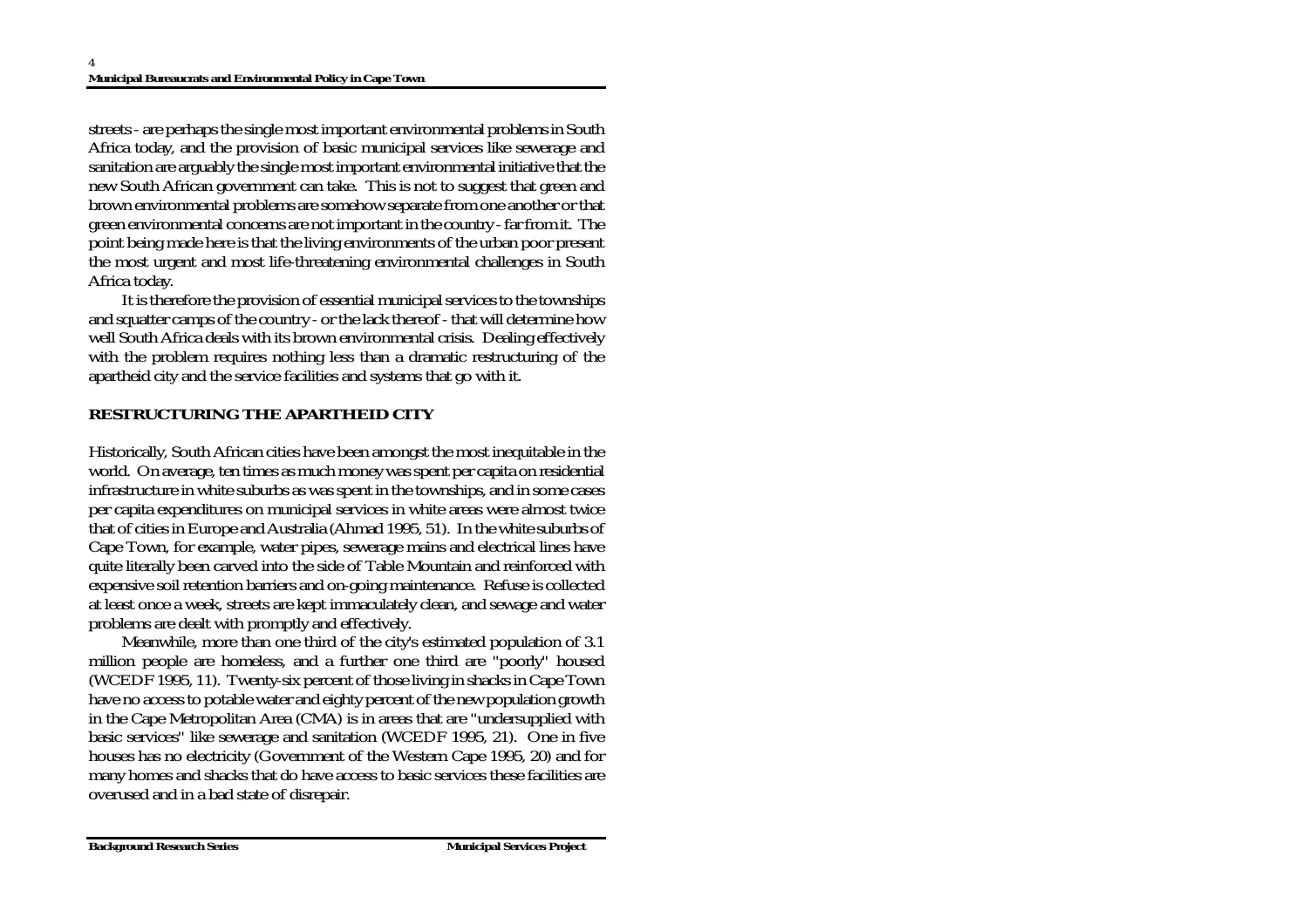streets - are perhaps the single most important environmental problems in South Africa today, and the provision of basic municipal services like sewerage and sanitation are arguably the single most important environmental initiative that the new South African government can take. This is not to suggest that green and brown environmental problems are somehow separate from one another or that green environmental concerns are not important in the country - far from it. The point being made here is that the living environments of the urban poor present the most urgent and most life-threatening environmental challenges in South Africa today.

It is therefore the provision of essential municipal services to the townships and squatter camps of the country - or the lack thereof - that will determine how well South Africa deals with its brown environmental crisis. Dealing effectively with the problem requires nothing less than a dramatic restructuring of the apartheid city and the service facilities and systems that go with it.

## RESTRUCTURING THE APARTHEID CITY

Historically, South African cities have been amongst the most inequitable in the world. On average, ten times as much money was spent per capita on residential infrastructure in white suburbs as was spent in the townships, and in some cases per capita expenditures on municipal services in white areas were almost twice that of cities in Europe and Australia (Ahmad 1995, 51). In the white suburbs of Cape Town, for example, water pipes, sewerage mains and electrical lines have quite literally been carved into the side of Table Mountain and reinforced with expensive soil retention barriers and on-going maintenance. Refuse is collected at least once a week, streets are kept immaculately clean, and sewage and water problems are dealt with promptly and effectively.

Meanwhile, more than one third of the city's estimated population of 3.1 million people are homeless, and a further one third are "poorly" housed (WCEDF 1995, 11). Twenty-six percent of those living in shacks in Cape Town have no access to potable water and eighty percent of the new population growth in the Cape Metropolitan Area (CMA) is in areas that are "undersupplied with basic services" like sewerage and sanitation (WCEDF 1995, 21). One in five houses has no electricity (Government of the Western Cape 1995, 20) and for many homes and shacks that do have access to basic services these facilities are overused and in a bad state of disrepair.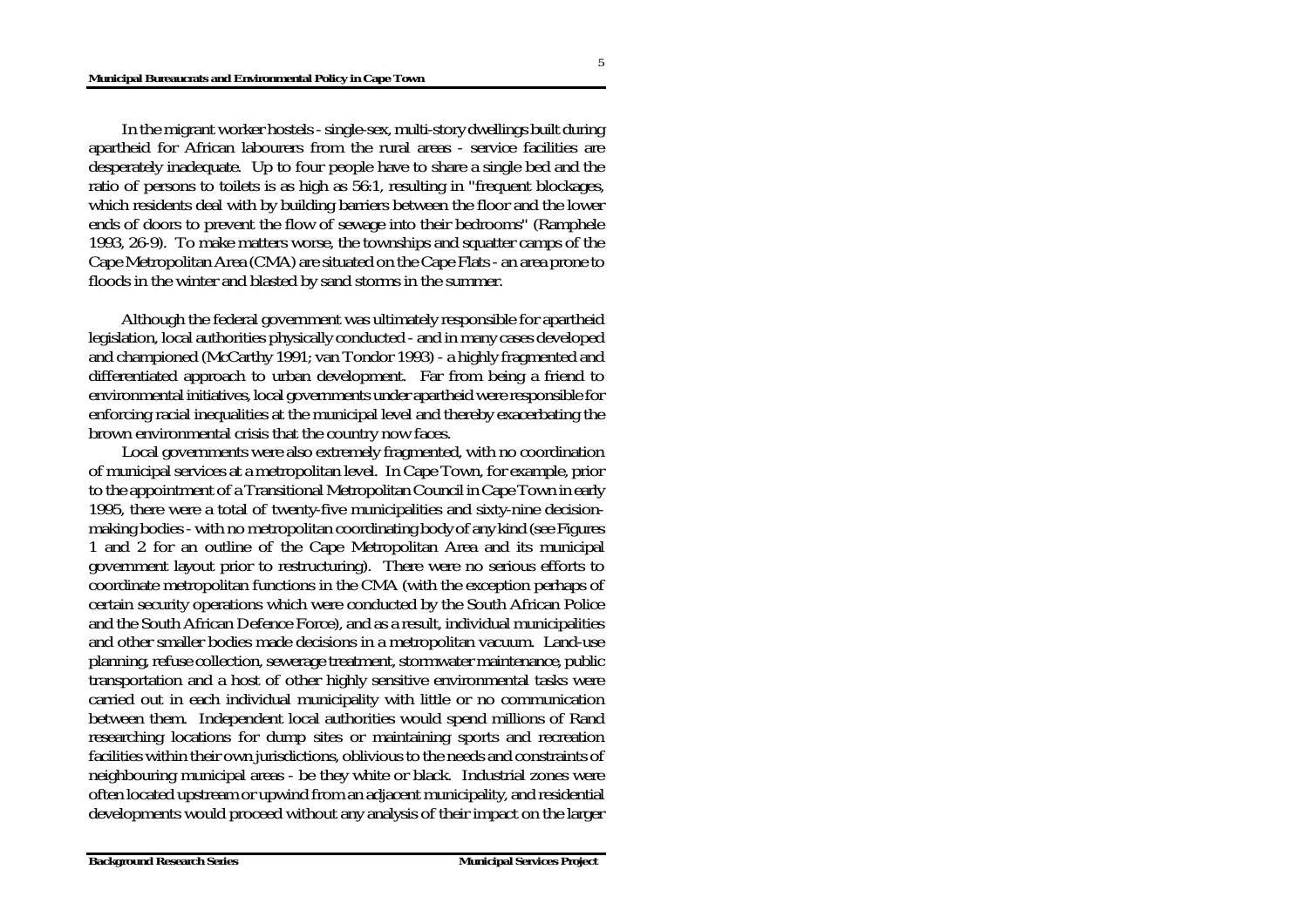In the migrant worker hostels - single-sex, multi-story dwellings built during apartheid for African labourers from the rural areas - service facilities are desperately inadequate. Up to four people have to share a single bed and the ratio of persons to toilets is as high as 56:1, resulting in "frequent blockages, which residents deal with by building barriers between the floor and the lower ends of doors to prevent the flow of sewage into their bedrooms" (Ramphele 1993, 26-9). To make matters worse, the townships and squatter camps of the Cape Metropolitan Area (CMA) are situated on the Cape Flats - an area prone to floods in the winter and blasted by sand storms in the summer.

Although the federal government was ultimately responsible for apartheid legislation, local authorities physically conducted - and in many cases developed and championed (McCarthy 1991; van Tondor 1993) - a highly fragmented and differentiated approach to urban development. Far from being a friend to environmental initiatives, local governments under apartheid were responsible for enforcing racial inequalities at the municipal level and thereby exacerbating the brown environmental crisis that the country now faces.

Local governments were also extremely fragmented, with no coordination of municipal services at a metropolitan level. In Cape Town, for example, prior to the appointment of a Transitional Metropolitan Council in Cape Town in early 1995, there were a total of twenty-five municipalities and sixty-nine decision-making bodies - with no metropolitan coordinating body of any kind (see Figures 1 and 2 for an outline of the Cape Metropolitan Area and its municipal government layout prior to restructuring). There were no serious efforts to coordinate metropolitan functions in the CMA (with the exception perhaps of certain security operations which were conducted by the South African Police and the South African Defence Force), and as a result, individual municipalities and other smaller bodies made decisions in a metropolitan vacuum. Land-use planning, refuse collection, sewerage treatment, stormwater maintenance, public transportation and a host of other highly sensitive environmental tasks were carried out in each individual municipality with little or no communication between them. Independent local authorities would spend millions of Rand researching locations for dump sites or maintaining sports and recreation facilities within their own jurisdictions, oblivious to the needs and constraints of neighbouring municipal areas - be they white or black. Industrial zones were often located upstream or upwind from an adjacent municipality, and residential developments would proceed without any analysis of their impact on the larger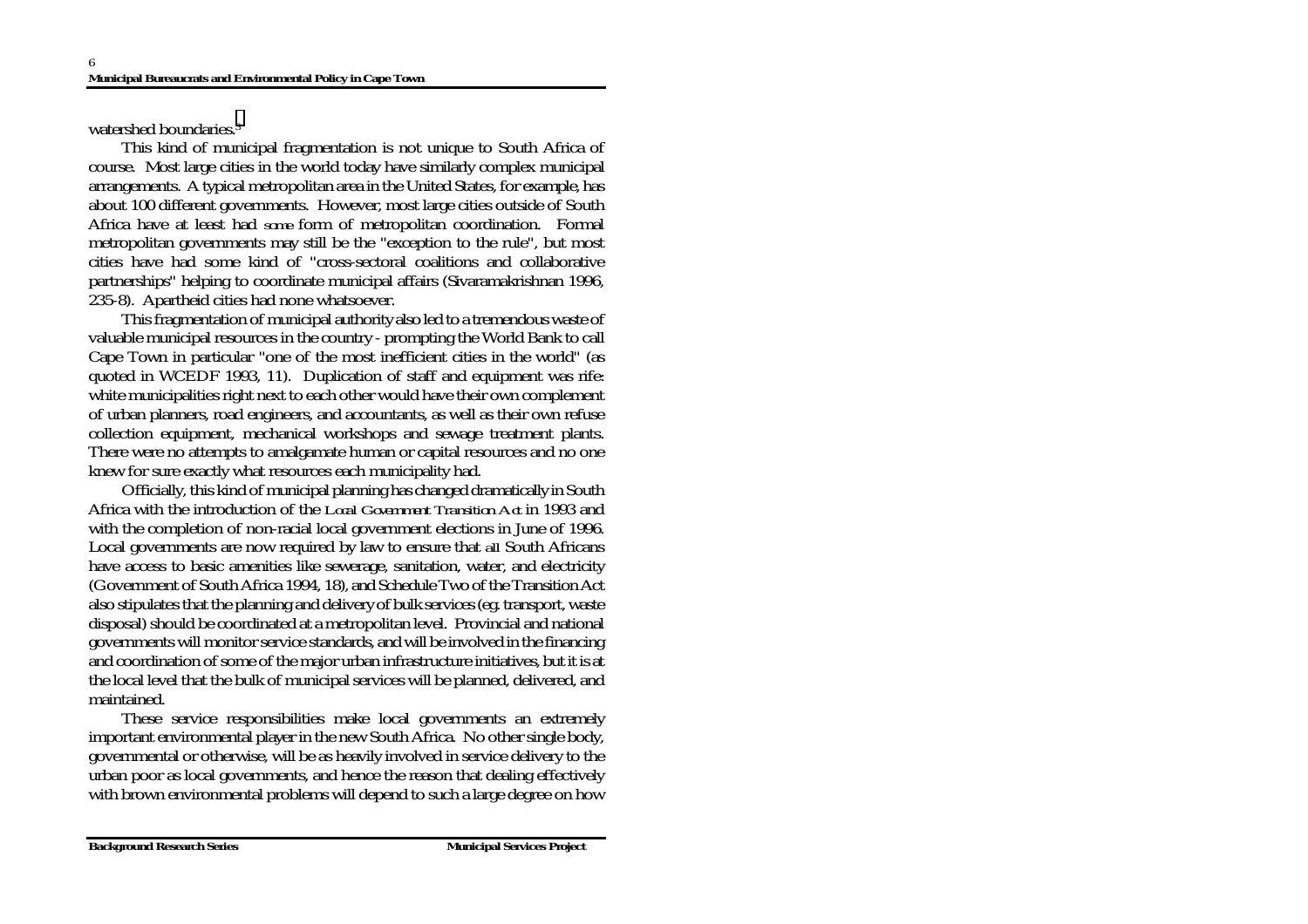watershed boundaries.[5]

This kind of municipal fragmentation is not unique to South Africa of course. Most large cities in the world today have similarly complex municipal arrangements. A typical metropolitan area in the United States, for example, has about 100 different governments. However, most large cities outside of South Africa have at least had *some* form of metropolitan coordination. Formal metropolitan governments may still be the "exception to the rule", but most cities have had some kind of "cross-sectoral coalitions and collaborative partnerships" helping to coordinate municipal affairs (Sivaramakrishnan 1996, 235-8). Apartheid cities had none whatsoever.

This fragmentation of municipal authority also led to a tremendous waste of valuable municipal resources in the country - prompting the World Bank to call Cape Town in particular "one of the most inefficient cities in the world" (as quoted in WCEDF 1993, 11). Duplication of staff and equipment was rife: white municipalities right next to each other would have their own complement of urban planners, road engineers, and accountants, as well as their own refuse collection equipment, mechanical workshops and sewage treatment plants. There were no attempts to amalgamate human or capital resources and no one knew for sure exactly what resources each municipality had.

Officially, this kind of municipal planning has changed dramatically in South Africa with the introduction of the *Local Government Transition Act* in 1993 and with the completion of non-racial local government elections in June of 1996. Local governments are now required by law to ensure that *all* South Africans have access to basic amenities like sewerage, sanitation, water, and electricity (Government of South Africa 1994, 18), and Schedule Two of the Transition Act also stipulates that the planning and delivery of bulk services (eg. transport, waste disposal) should be coordinated at a metropolitan level. Provincial and national governments will monitor service standards, and will be involved in the financing and coordination of some of the major urban infrastructure initiatives, but it is at the local level that the bulk of municipal services will be planned, delivered, and maintained.

These service responsibilities make local governments an extremely important environmental player in the new South Africa. No other single body, governmental or otherwise, will be as heavily involved in service delivery to the urban poor as local governments, and hence the reason that dealing effectively with brown environmental problems will depend to such a large degree on how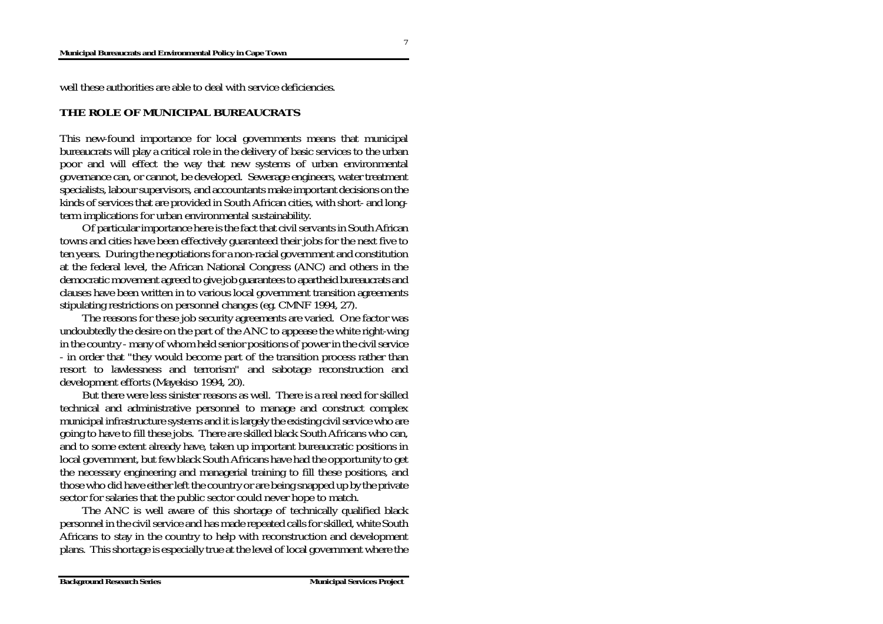well these authorities are able to deal with service deficiencies.

## THE ROLE OF MUNICIPAL BUREAUCRATS

This new-found importance for local governments means that municipal bureaucrats will play a critical role in the delivery of basic services to the urban poor and will effect the way that new systems of urban environmental governance can, or cannot, be developed. Sewerage engineers, water treatment specialists, labour supervisors, and accountants make important decisions on the kinds of services that are provided in South African cities, with short- and long-term implications for urban environmental sustainability.

Of particular importance here is the fact that civil servants in South African towns and cities have been effectively guaranteed their jobs for the next five to ten years. During the negotiations for a non-racial government and constitution at the federal level, the African National Congress (ANC) and others in the democratic movement agreed to give job guarantees to apartheid bureaucrats and clauses have been written in to various local government transition agreements stipulating restrictions on personnel changes (eg. CMNF 1994, 27).

The reasons for these job security agreements are varied. One factor was undoubtedly the desire on the part of the ANC to appease the white right-wing in the country - many of whom held senior positions of power in the civil service - in order that "they would become part of the transition process rather than resort to lawlessness and terrorism" and sabotage reconstruction and development efforts (Mayekiso 1994, 20).

But there were less sinister reasons as well. There is a real need for skilled technical and administrative personnel to manage and construct complex municipal infrastructure systems and it is largely the existing civil service who are going to have to fill these jobs. There are skilled black South Africans who can, and to some extent already have, taken up important bureaucratic positions in local government, but few black South Africans have had the opportunity to get the necessary engineering and managerial training to fill these positions, and those who did have either left the country or are being snapped up by the private sector for salaries that the public sector could never hope to match.

The ANC is well aware of this shortage of technically qualified black personnel in the civil service and has made repeated calls for skilled, white South Africans to stay in the country to help with reconstruction and development plans. This shortage is especially true at the level of local government where the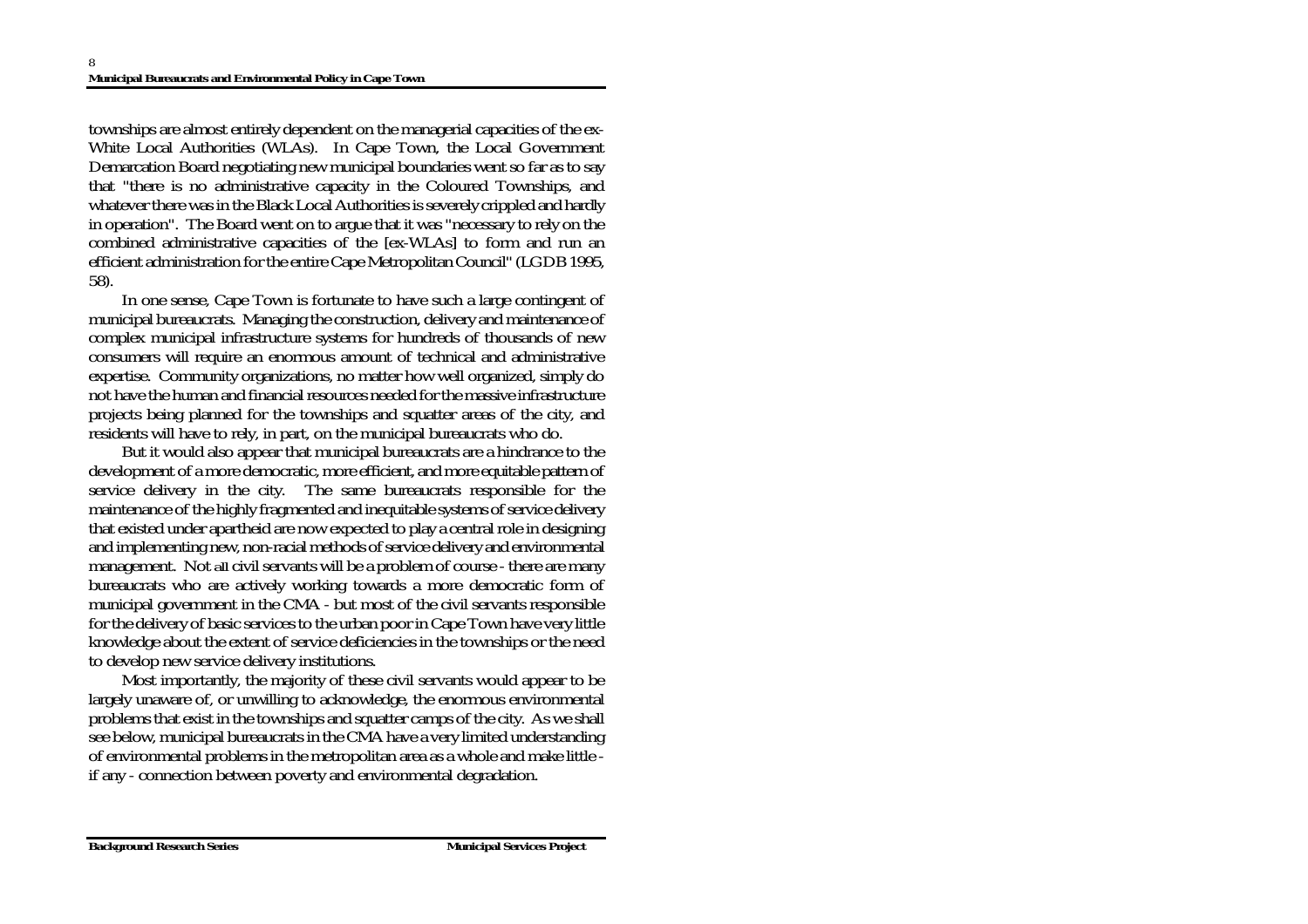townships are almost entirely dependent on the managerial capacities of the ex-White Local Authorities (WLAs). In Cape Town, the Local Government Demarcation Board negotiating new municipal boundaries went so far as to say that "there is no administrative capacity in the Coloured Townships, and whatever there was in the Black Local Authorities is severely crippled and hardly in operation". The Board went on to argue that it was "necessary to rely on the combined administrative capacities of the [ex-WLAs] to form and run an efficient administration for the entire Cape Metropolitan Council" (LGDB 1995, 58).

In one sense, Cape Town is fortunate to have such a large contingent of municipal bureaucrats. Managing the construction, delivery and maintenance of complex municipal infrastructure systems for hundreds of thousands of new consumers will require an enormous amount of technical and administrative expertise. Community organizations, no matter how well organized, simply do not have the human and financial resources needed for the massive infrastructure projects being planned for the townships and squatter areas of the city, and residents will have to rely, in part, on the municipal bureaucrats who do.

But it would also appear that municipal bureaucrats are a hindrance to the development of a more democratic, more efficient, and more equitable pattern of service delivery in the city. The same bureaucrats responsible for the maintenance of the highly fragmented and inequitable systems of service delivery that existed under apartheid are now expected to play a central role in designing and implementing new, non-racial methods of service delivery and environmental management. Not *all* civil servants will be a problem of course - there are many bureaucrats who are actively working towards a more democratic form of municipal government in the CMA - but most of the civil servants responsible for the delivery of basic services to the urban poor in Cape Town have very little knowledge about the extent of service deficiencies in the townships or the need to develop new service delivery institutions.

Most importantly, the majority of these civil servants would appear to be largely unaware of, or unwilling to acknowledge, the enormous environmental problems that exist in the townships and squatter camps of the city. As we shall see below, municipal bureaucrats in the CMA have a very limited understanding of environmental problems in the metropolitan area as a whole and make little - if any - connection between poverty and environmental degradation.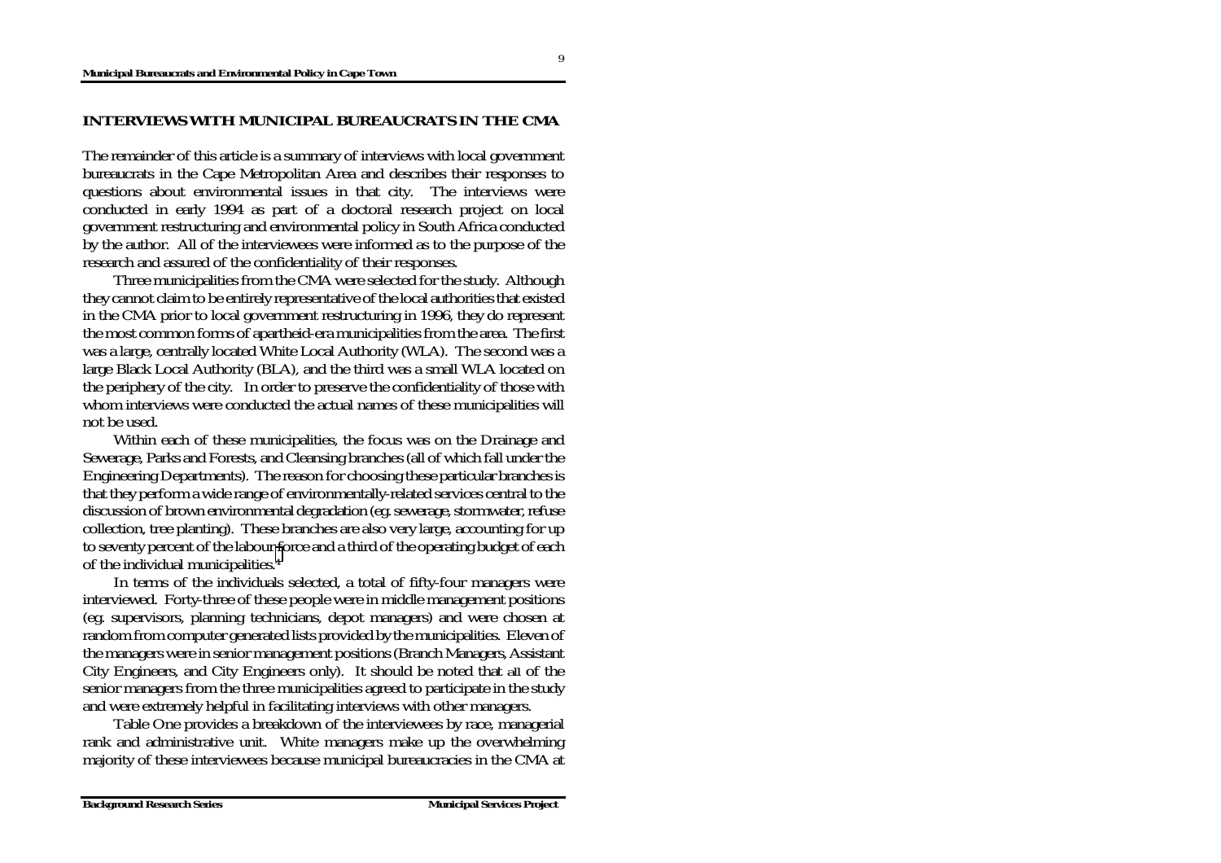## INTERVIEWS WITH MUNICIPAL BUREAUCRATS IN THE CMA

The remainder of this article is a summary of interviews with local government bureaucrats in the Cape Metropolitan Area and describes their responses to questions about environmental issues in that city. The interviews were conducted in early 1994 as part of a doctoral research project on local government restructuring and environmental policy in South Africa conducted by the author. All of the interviewees were informed as to the purpose of the research and assured of the confidentiality of their responses.

Three municipalities from the CMA were selected for the study. Although they cannot claim to be entirely representative of the local authorities that existed in the CMA prior to local government restructuring in 1996, they do represent the most common forms of apartheid-era municipalities from the area. The first was a large, centrally located White Local Authority (WLA). The second was a large Black Local Authority (BLA), and the third was a small WLA located on the periphery of the city. In order to preserve the confidentiality of those with whom interviews were conducted the actual names of these municipalities will not be used.

Within each of these municipalities, the focus was on the Drainage and Sewerage, Parks and Forests, and Cleansing branches (all of which fall under the Engineering Departments). The reason for choosing these particular branches is that they perform a wide range of environmentally-related services central to the discussion of brown environmental degradation (eg. sewerage, stormwater, refuse collection, tree planting). These branches are also very large, accounting for up to seventy percent of the labour force and a third of the operating budget of each of the individual municipalities.[4]

In terms of the individuals selected, a total of fifty-four managers were interviewed. Forty-three of these people were in middle management positions (eg. supervisors, planning technicians, depot managers) and were chosen at random from computer generated lists provided by the municipalities. Eleven of the managers were in senior management positions (Branch Managers, Assistant City Engineers, and City Engineers only). It should be noted that all of the senior managers from the three municipalities agreed to participate in the study and were extremely helpful in facilitating interviews with other managers.

Table One provides a breakdown of the interviewees by race, managerial rank and administrative unit. White managers make up the overwhelming majority of these interviewees because municipal bureaucracies in the CMA at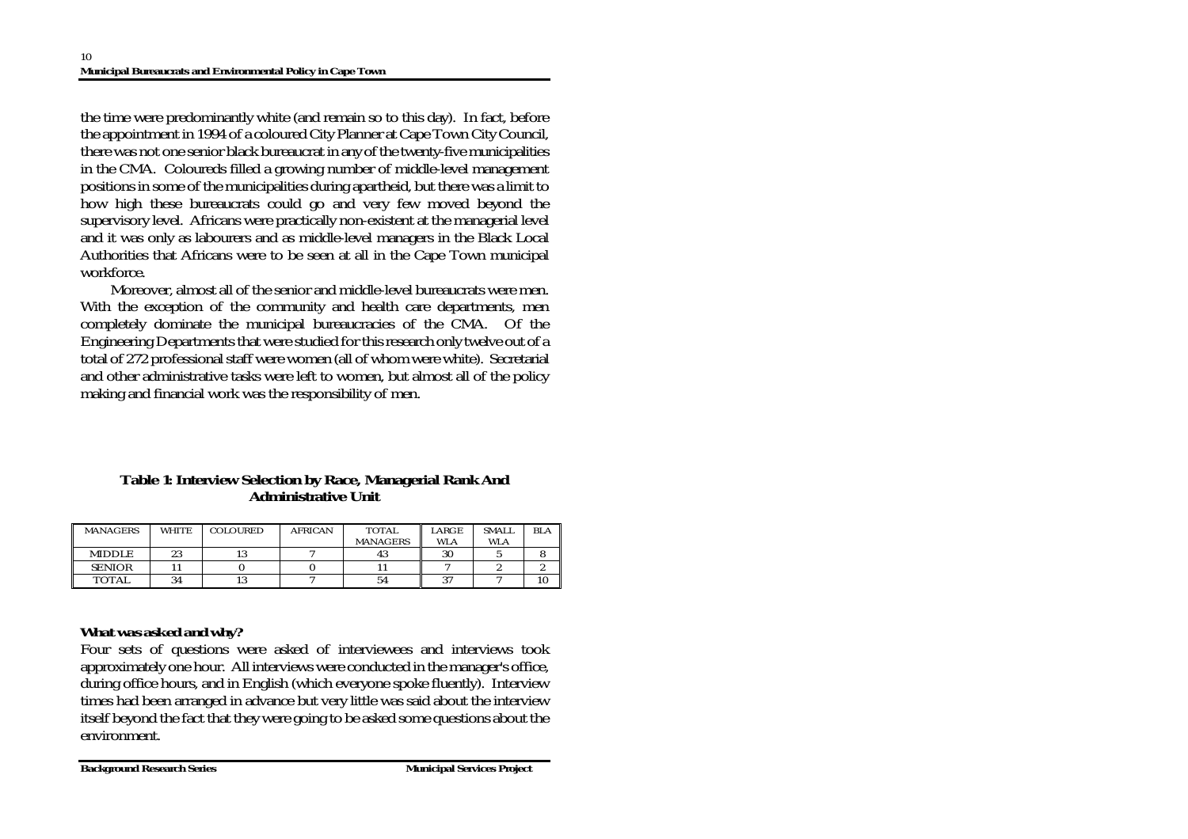the time were predominantly white (and remain so to this day). In fact, before the appointment in 1994 of a coloured City Planner at Cape Town City Council, there was not one senior black bureaucrat in any of the twenty-five municipalities in the CMA. Coloureds filled a growing number of middle-level management positions in some of the municipalities during apartheid, but there was a limit to how high these bureaucrats could go and very few moved beyond the supervisory level. Africans were practically non-existent at the managerial level and it was only as labourers and as middle-level managers in the Black Local Authorities that Africans were to be seen at all in the Cape Town municipal workforce.

Moreover, almost all of the senior and middle-level bureaucrats were men. With the exception of the community and health care departments, men completely dominate the municipal bureaucracies of the CMA. Of the Engineering Departments that were studied for this research only twelve out of a total of 272 professional staff were women (all of whom were white). Secretarial and other administrative tasks were left to women, but almost all of the policy making and financial work was the responsibility of men.

**Table 1: Interview Selection by Race, Managerial Rank And Administrative Unit**

| MANAGERS | WHITE | COLOURED | AFRICAN | TOTAL MANAGERS | LARGE WLA | SMALL WLA | BLA |
|---|---|---|---|---|---|---|---|
| MIDDLE | 23 | 13 | 7 | 43 | 30 | 5 | 8 |
| SENIOR | 11 | 0 | 0 | 11 | 7 | 2 | 2 |
| TOTAL | 34 | 13 | 7 | 54 | 37 | 7 | 10 |

**What was asked and why?**

Four sets of questions were asked of interviewees and interviews took approximately one hour. All interviews were conducted in the manager's office, during office hours, and in English (which everyone spoke fluently). Interview times had been arranged in advance but very little was said about the interview itself beyond the fact that they were going to be asked some questions about the environment.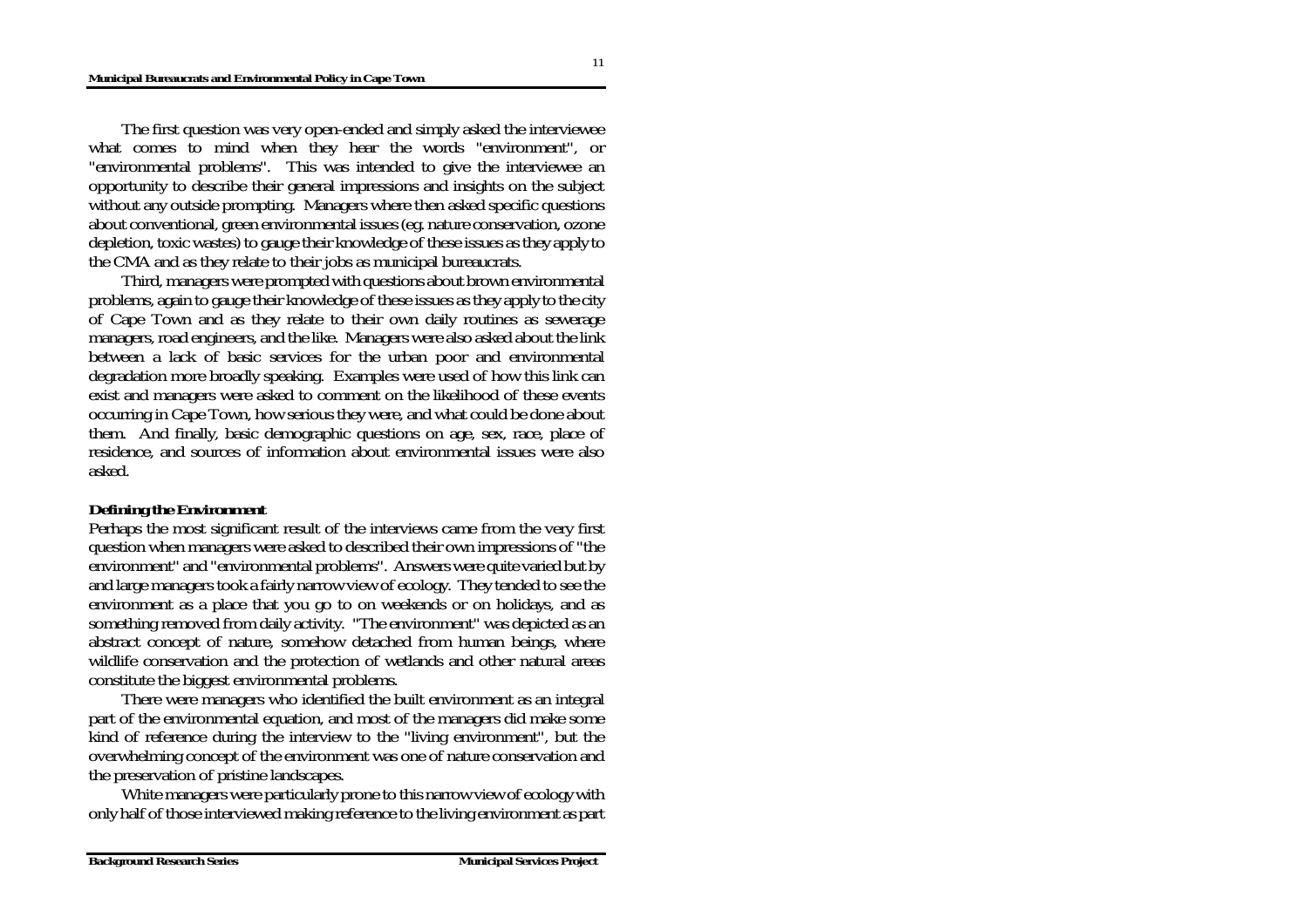The first question was very open-ended and simply asked the interviewee what comes to mind when they hear the words "environment", or "environmental problems". This was intended to give the interviewee an opportunity to describe their general impressions and insights on the subject without any outside prompting. Managers where then asked specific questions about conventional, green environmental issues (eg. nature conservation, ozone depletion, toxic wastes) to gauge their knowledge of these issues as they apply to the CMA and as they relate to their jobs as municipal bureaucrats.

Third, managers were prompted with questions about brown environmental problems, again to gauge their knowledge of these issues as they apply to the city of Cape Town and as they relate to their own daily routines as sewerage managers, road engineers, and the like. Managers were also asked about the link between a lack of basic services for the urban poor and environmental degradation more broadly speaking. Examples were used of how this link can exist and managers were asked to comment on the likelihood of these events occurring in Cape Town, how serious they were, and what could be done about them. And finally, basic demographic questions on age, sex, race, place of residence, and sources of information about environmental issues were also asked.

***Defining the Environment***

Perhaps the most significant result of the interviews came from the very first question when managers were asked to described their own impressions of "the environment" and "environmental problems". Answers were quite varied but by and large managers took a fairly narrow view of ecology. They tended to see the environment as a place that you go to on weekends or on holidays, and as something removed from daily activity. "The environment" was depicted as an abstract concept of nature, somehow detached from human beings, where wildlife conservation and the protection of wetlands and other natural areas constitute the biggest environmental problems.

There were managers who identified the built environment as an integral part of the environmental equation, and most of the managers did make some kind of reference during the interview to the "living environment", but the overwhelming concept of the environment was one of nature conservation and the preservation of pristine landscapes.

White managers were particularly prone to this narrow view of ecology with only half of those interviewed making reference to the living environment as part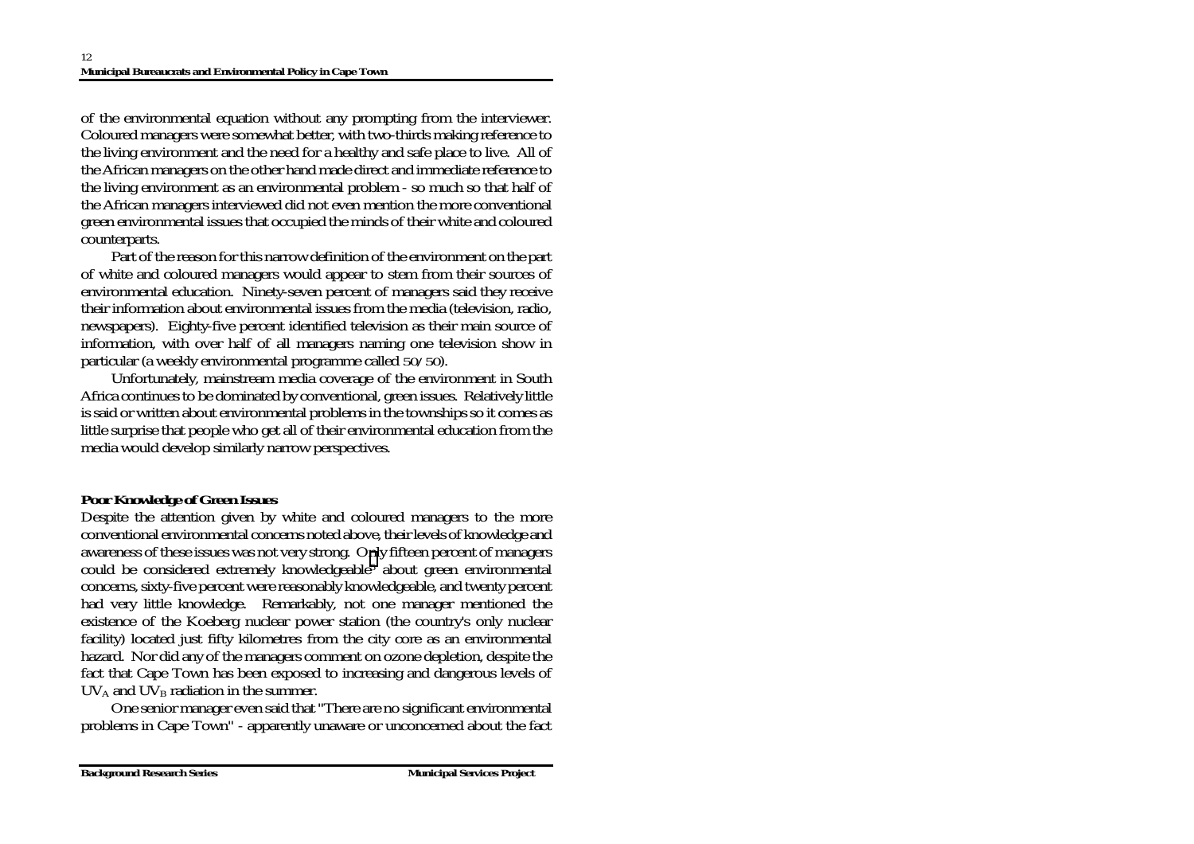of the environmental equation without any prompting from the interviewer. Coloured managers were somewhat better, with two-thirds making reference to the living environment and the need for a healthy and safe place to live. All of the African managers on the other hand made direct and immediate reference to the living environment as an environmental problem - so much so that half of the African managers interviewed did not even mention the more conventional green environmental issues that occupied the minds of their white and coloured counterparts.

Part of the reason for this narrow definition of the environment on the part of white and coloured managers would appear to stem from their sources of environmental education. Ninety-seven percent of managers said they receive their information about environmental issues from the media (television, radio, newspapers). Eighty-five percent identified television as their main source of information, with over half of all managers naming one television show in particular (a weekly environmental programme called 50/50).

Unfortunately, mainstream media coverage of the environment in South Africa continues to be dominated by conventional, green issues. Relatively little is said or written about environmental problems in the townships so it comes as little surprise that people who get all of their environmental education from the media would develop similarly narrow perspectives.

**Poor Knowledge of Green Issues**

Despite the attention given by white and coloured managers to the more conventional environmental concerns noted above, their levels of knowledge and awareness of these issues was not very strong. Only fifteen percent of managers could be considered extremely knowledgeable[7] about green environmental concerns, sixty-five percent were reasonably knowledgeable, and twenty percent had very little knowledge. Remarkably, not one manager mentioned the existence of the Koeberg nuclear power station (the country's only nuclear facility) located just fifty kilometres from the city core as an environmental hazard. Nor did any of the managers comment on ozone depletion, despite the fact that Cape Town has been exposed to increasing and dangerous levels of $UV_A$ and $UV_B$ radiation in the summer.

One senior manager even said that "There are no significant environmental problems in Cape Town" - apparently unaware or unconcerned about the fact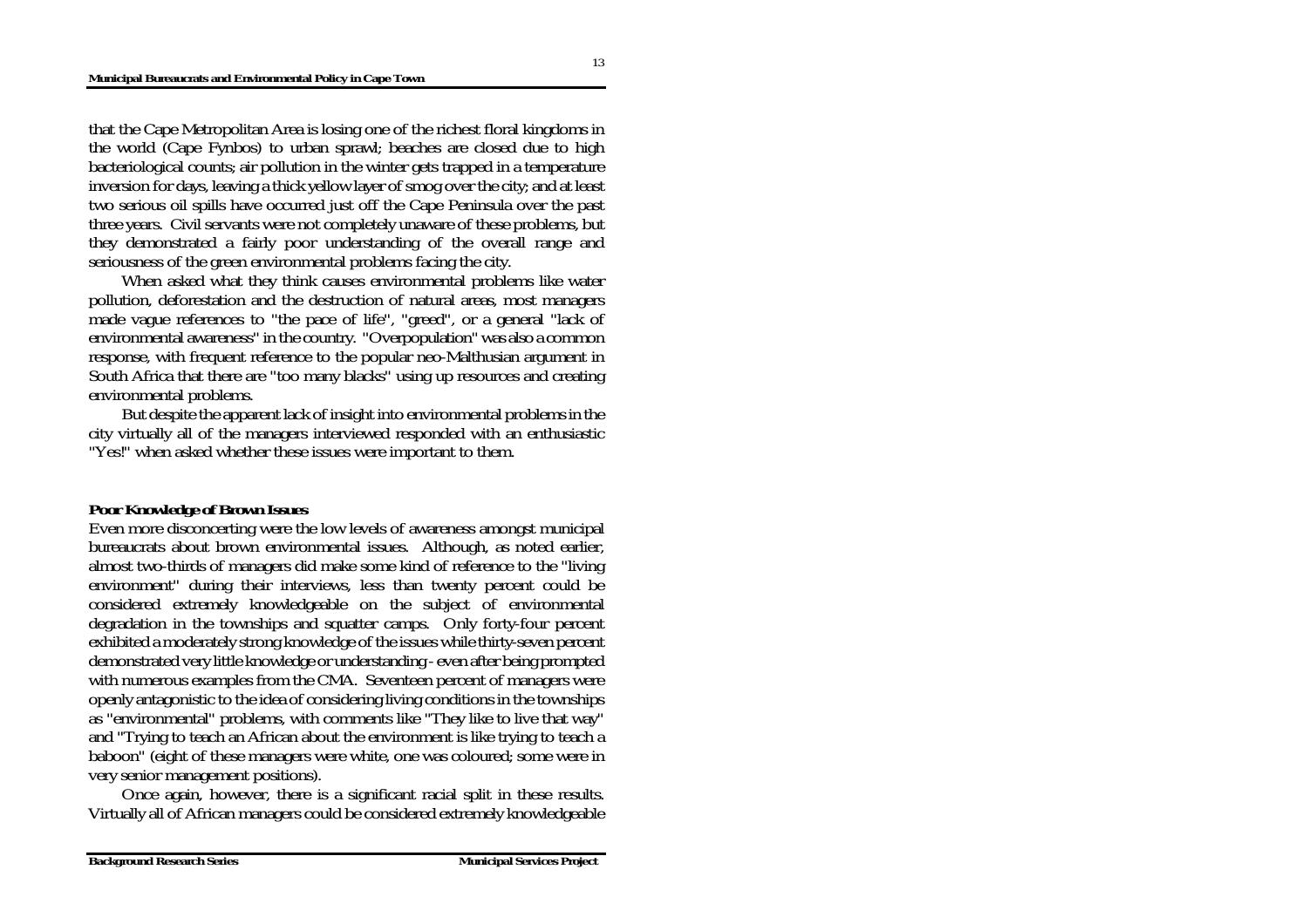that the Cape Metropolitan Area is losing one of the richest floral kingdoms in the world (Cape Fynbos) to urban sprawl; beaches are closed due to high bacteriological counts; air pollution in the winter gets trapped in a temperature inversion for days, leaving a thick yellow layer of smog over the city; and at least two serious oil spills have occurred just off the Cape Peninsula over the past three years. Civil servants were not completely unaware of these problems, but they demonstrated a fairly poor understanding of the overall range and seriousness of the green environmental problems facing the city.

When asked what they think causes environmental problems like water pollution, deforestation and the destruction of natural areas, most managers made vague references to "the pace of life", "greed", or a general "lack of environmental awareness" in the country. "Overpopulation" was also a common response, with frequent reference to the popular neo-Malthusian argument in South Africa that there are "too many blacks" using up resources and creating environmental problems.

But despite the apparent lack of insight into environmental problems in the city virtually all of the managers interviewed responded with an enthusiastic "Yes!" when asked whether these issues were important to them.

### Poor Knowledge of Brown Issues

Even more disconcerting were the low levels of awareness amongst municipal bureaucrats about brown environmental issues. Although, as noted earlier, almost two-thirds of managers did make some kind of reference to the "living environment" during their interviews, less than twenty percent could be considered extremely knowledgeable on the subject of environmental degradation in the townships and squatter camps. Only forty-four percent exhibited a moderately strong knowledge of the issues while thirty-seven percent demonstrated very little knowledge or understanding - even after being prompted with numerous examples from the CMA. Seventeen percent of managers were openly antagonistic to the idea of considering living conditions in the townships as "environmental" problems, with comments like "They like to live that way" and "Trying to teach an African about the environment is like trying to teach a baboon" (eight of these managers were white, one was coloured; some were in very senior management positions).

Once again, however, there is a significant racial split in these results. Virtually all of African managers could be considered extremely knowledgeable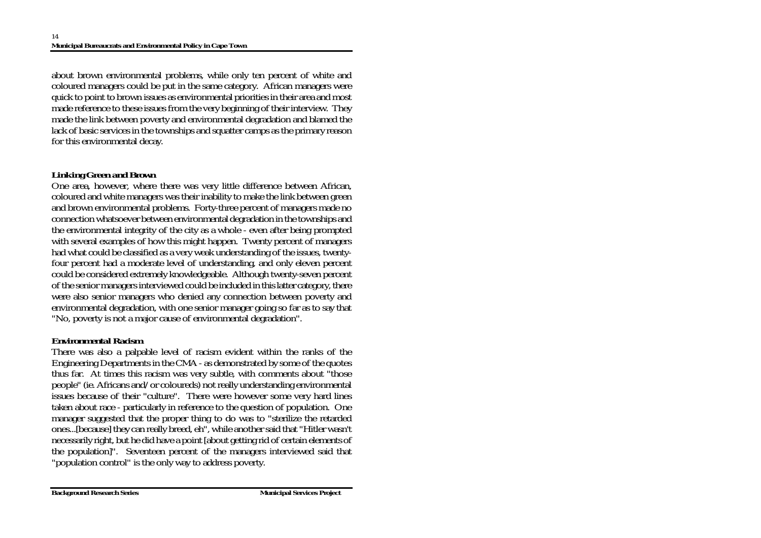about brown environmental problems, while only ten percent of white and coloured managers could be put in the same category. African managers were quick to point to brown issues as environmental priorities in their area and most made reference to these issues from the very beginning of their interview. They made the link between poverty and environmental degradation and blamed the lack of basic services in the townships and squatter camps as the primary reason for this environmental decay.

### Linking Green and Brown

One area, however, where there was very little difference between African, coloured and white managers was their inability to make the link between green and brown environmental problems. Forty-three percent of managers made no connection whatsoever between environmental degradation in the townships and the environmental integrity of the city as a whole - even after being prompted with several examples of how this might happen. Twenty percent of managers had what could be classified as a very weak understanding of the issues, twenty-four percent had a moderate level of understanding, and only eleven percent could be considered extremely knowledgeable. Although twenty-seven percent of the senior managers interviewed could be included in this latter category, there were also senior managers who denied any connection between poverty and environmental degradation, with one senior manager going so far as to say that "No, poverty is not a major cause of environmental degradation".

### Environmental Racism

There was also a palpable level of racism evident within the ranks of the Engineering Departments in the CMA - as demonstrated by some of the quotes thus far. At times this racism was very subtle, with comments about "those people" (ie. Africans and/or coloureds) not really understanding environmental issues because of their "culture". There were however some very hard lines taken about race - particularly in reference to the question of population. One manager suggested that the proper thing to do was to "sterilize the retarded ones...[because] they can really breed, eh", while another said that "Hitler wasn't necessarily right, but he did have a point [about getting rid of certain elements of the population]". Seventeen percent of the managers interviewed said that "population control" is the only way to address poverty.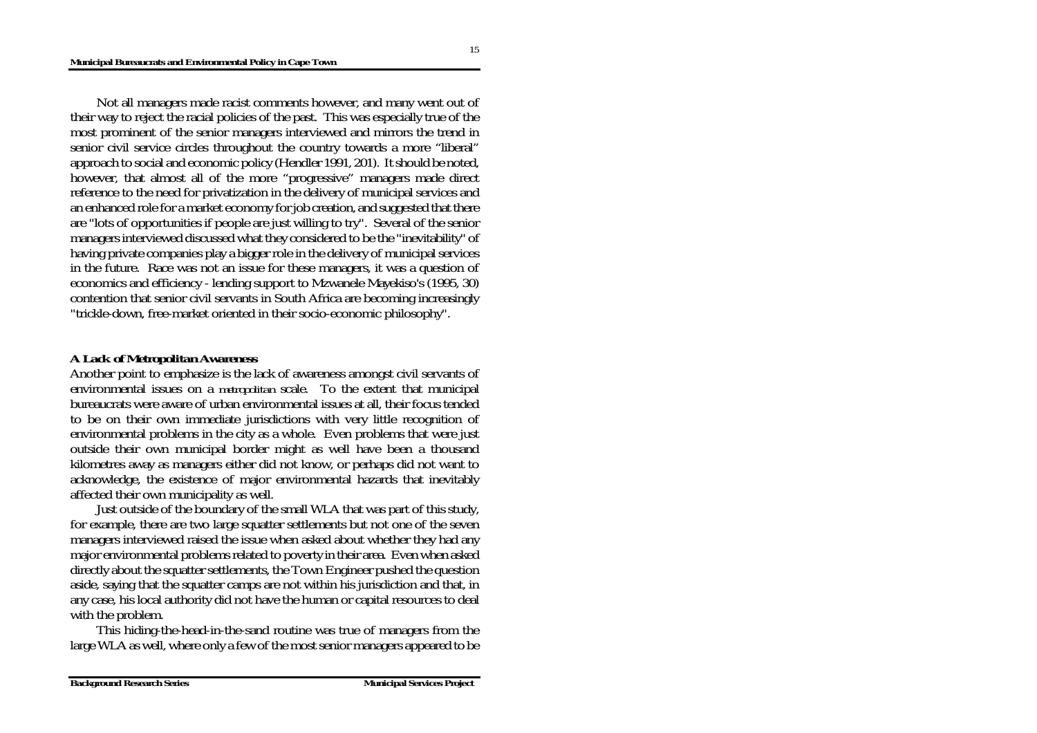Not all managers made racist comments however, and many went out of their way to reject the racial policies of the past. This was especially true of the most prominent of the senior managers interviewed and mirrors the trend in senior civil service circles throughout the country towards a more "liberal" approach to social and economic policy (Hendler 1991, 201). It should be noted, however, that almost all of the more "progressive" managers made direct reference to the need for privatization in the delivery of municipal services and an enhanced role for a market economy for job creation, and suggested that there are "lots of opportunities if people are just willing to try". Several of the senior managers interviewed discussed what they considered to be the "inevitability" of having private companies play a bigger role in the delivery of municipal services in the future. Race was not an issue for these managers, it was a question of economics and efficiency - lending support to Mzwanele Mayekiso's (1995, 30) contention that senior civil servants in South Africa are becoming increasingly "trickle-down, free-market oriented in their socio-economic philosophy".

### A Lack of Metropolitan Awareness

Another point to emphasize is the lack of awareness amongst civil servants of environmental issues on a *metropolitan* scale. To the extent that municipal bureaucrats were aware of urban environmental issues at all, their focus tended to be on their own immediate jurisdictions with very little recognition of environmental problems in the city as a whole. Even problems that were just outside their own municipal border might as well have been a thousand kilometres away as managers either did not know, or perhaps did not want to acknowledge, the existence of major environmental hazards that inevitably affected their own municipality as well.

Just outside of the boundary of the small WLA that was part of this study, for example, there are two large squatter settlements but not one of the seven managers interviewed raised the issue when asked about whether they had any major environmental problems related to poverty in their area. Even when asked directly about the squatter settlements, the Town Engineer pushed the question aside, saying that the squatter camps are not within his jurisdiction and that, in any case, his local authority did not have the human or capital resources to deal with the problem.

This hiding-the-head-in-the-sand routine was true of managers from the large WLA as well, where only a few of the most senior managers appeared to be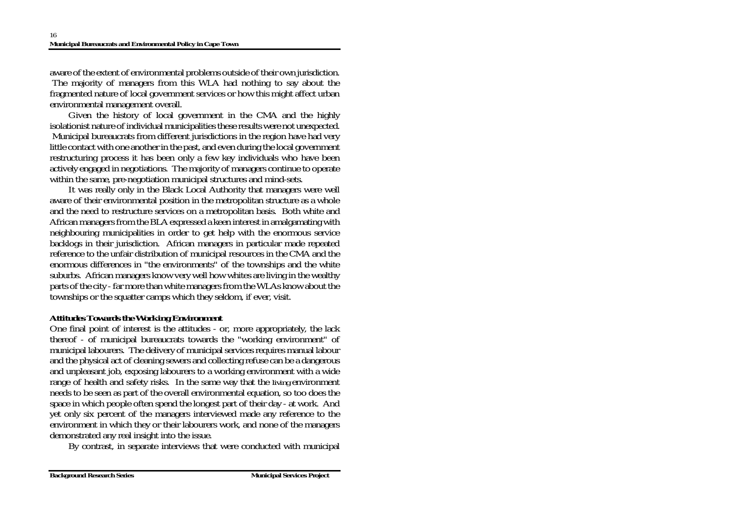aware of the extent of environmental problems outside of their own jurisdiction. The majority of managers from this WLA had nothing to say about the fragmented nature of local government services or how this might affect urban environmental management overall.

Given the history of local government in the CMA and the highly isolationist nature of individual municipalities these results were not unexpected. Municipal bureaucrats from different jurisdictions in the region have had very little contact with one another in the past, and even during the local government restructuring process it has been only a few key individuals who have been actively engaged in negotiations. The majority of managers continue to operate within the same, pre-negotiation municipal structures and mind-sets.

It was really only in the Black Local Authority that managers were well aware of their environmental position in the metropolitan structure as a whole and the need to restructure services on a metropolitan basis. Both white and African managers from the BLA expressed a keen interest in amalgamating with neighbouring municipalities in order to get help with the enormous service backlogs in their jurisdiction. African managers in particular made repeated reference to the unfair distribution of municipal resources in the CMA and the enormous differences in "the environments" of the townships and the white suburbs. African managers know very well how whites are living in the wealthy parts of the city - far more than white managers from the WLAs know about the townships or the squatter camps which they seldom, if ever, visit.

### Attitudes Towards the Working Environment

One final point of interest is the attitudes - or, more appropriately, the lack thereof - of municipal bureaucrats towards the "working environment" of municipal labourers. The delivery of municipal services requires manual labour and the physical act of cleaning sewers and collecting refuse can be a dangerous and unpleasant job, exposing labourers to a working environment with a wide range of health and safety risks. In the same way that the *living* environment needs to be seen as part of the overall environmental equation, so too does the space in which people often spend the longest part of their day - at work. And yet only six percent of the managers interviewed made any reference to the environment in which they or their labourers work, and none of the managers demonstrated any real insight into the issue.

By contrast, in separate interviews that were conducted with municipal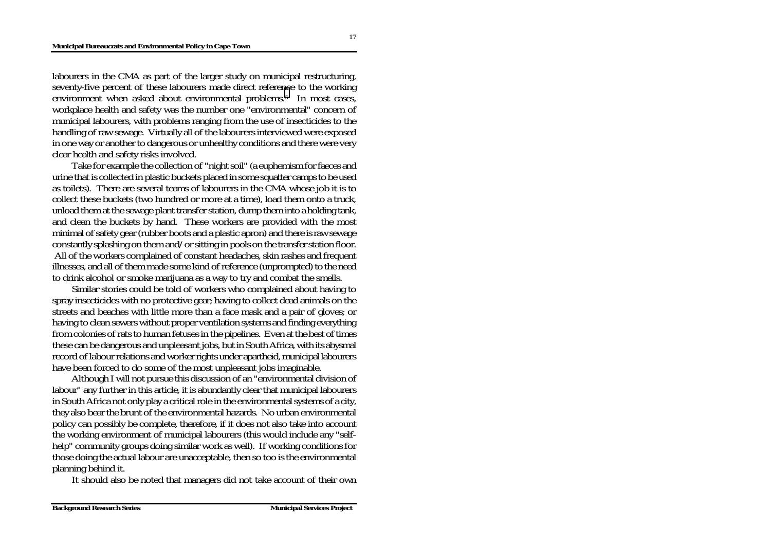labourers in the CMA as part of the larger study on municipal restructuring, seventy-five percent of these labourers made direct reference to the working environment when asked about environmental problems.[9] In most cases, workplace health and safety was the number one "environmental" concern of municipal labourers, with problems ranging from the use of insecticides to the handling of raw sewage. Virtually all of the labourers interviewed were exposed in one way or another to dangerous or unhealthy conditions and there were very clear health and safety risks involved.

Take for example the collection of "night soil" (a euphemism for faeces and urine that is collected in plastic buckets placed in some squatter camps to be used as toilets). There are several teams of labourers in the CMA whose job it is to collect these buckets (two hundred or more at a time), load them onto a truck, unload them at the sewage plant transfer station, dump them into a holding tank, and clean the buckets by hand. These workers are provided with the most minimal of safety gear (rubber boots and a plastic apron) and there is raw sewage constantly splashing on them and/or sitting in pools on the transfer station floor. All of the workers complained of constant headaches, skin rashes and frequent illnesses, and all of them made some kind of reference (unprompted) to the need to drink alcohol or smoke marijuana as a way to try and combat the smells.

Similar stories could be told of workers who complained about having to spray insecticides with no protective gear; having to collect dead animals on the streets and beaches with little more than a face mask and a pair of gloves; or having to clean sewers without proper ventilation systems and finding everything from colonies of rats to human fetuses in the pipelines. Even at the best of times these can be dangerous and unpleasant jobs, but in South Africa, with its abysmal record of labour relations and worker rights under apartheid, municipal labourers have been forced to do some of the most unpleasant jobs imaginable.

Although I will not pursue this discussion of an "environmental division of labour" any further in this article, it is abundantly clear that municipal labourers in South Africa not only play a critical role in the environmental systems of a city, they also bear the brunt of the environmental hazards. No urban environmental policy can possibly be complete, therefore, if it does not also take into account the working environment of municipal labourers (this would include any "self-help" community groups doing similar work as well). If working conditions for those doing the actual labour are unacceptable, then so too is the environmental planning behind it.

It should also be noted that managers did not take account of their own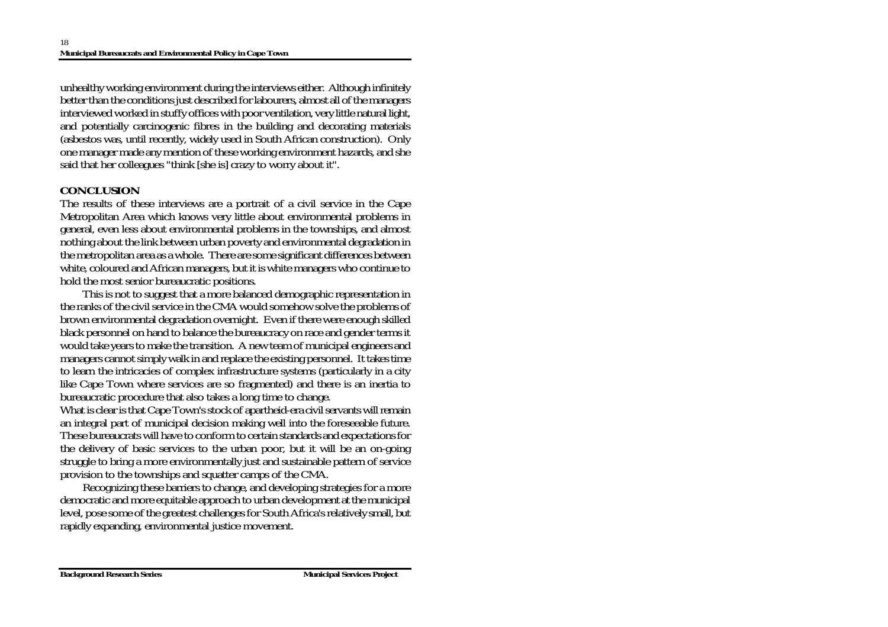unhealthy working environment during the interviews either. Although infinitely better than the conditions just described for labourers, almost all of the managers interviewed worked in stuffy offices with poor ventilation, very little natural light, and potentially carcinogenic fibres in the building and decorating materials (asbestos was, until recently, widely used in South African construction). Only one manager made any mention of these working environment hazards, and she said that her colleagues "think [she is] crazy to worry about it".

## CONCLUSION

The results of these interviews are a portrait of a civil service in the Cape Metropolitan Area which knows very little about environmental problems in general, even less about environmental problems in the townships, and almost nothing about the link between urban poverty and environmental degradation in the metropolitan area as a whole. There are some significant differences between white, coloured and African managers, but it is white managers who continue to hold the most senior bureaucratic positions.

This is not to suggest that a more balanced demographic representation in the ranks of the civil service in the CMA would somehow solve the problems of brown environmental degradation overnight. Even if there were enough skilled black personnel on hand to balance the bureaucracy on race and gender terms it would take years to make the transition. A new team of municipal engineers and managers cannot simply walk in and replace the existing personnel. It takes time to learn the intricacies of complex infrastructure systems (particularly in a city like Cape Town where services are so fragmented) and there is an inertia to bureaucratic procedure that also takes a long time to change.

What is clear is that Cape Town's stock of apartheid-era civil servants will remain an integral part of municipal decision making well into the foreseeable future. These bureaucrats will have to conform to certain standards and expectations for the delivery of basic services to the urban poor, but it will be an on-going struggle to bring a more environmentally just and sustainable pattern of service provision to the townships and squatter camps of the CMA.

Recognizing these barriers to change, and developing strategies for a more democratic and more equitable approach to urban development at the municipal level, pose some of the greatest challenges for South Africa's relatively small, but rapidly expanding, environmental justice movement.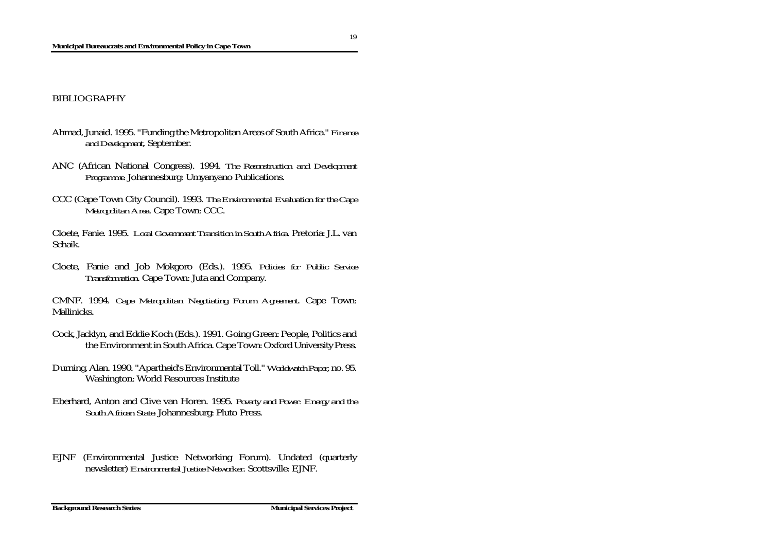## BIBLIOGRAPHY

Ahmad, Junaid. 1995. "Funding the Metropolitan Areas of South Africa." *Finance and Development*, September.

ANC (African National Congress). 1994. *The Reconstruction and Development Programme*. Johannesburg: Umyanyano Publications.

CCC (Cape Town City Council). 1993. *The Environmental Evaluation for the Cape Metropolitan Area*. Cape Town: CCC.

Cloete, Fanie. 1995. *Local Government Transition in South Africa*. Pretoria: J.L. van Schaik.

Cloete, Fanie and Job Mokgoro (Eds.). 1995. *Policies for Public Service Transformation*. Cape Town: Juta and Company.

CMNF. 1994. *Cape Metropolitan Negotiating Forum Agreement*. Cape Town: Mallinicks.

Cock, Jacklyn, and Eddie Koch (Eds.). 1991. Going Green: People, Politics and the Environment in South Africa. Cape Town: Oxford University Press.

Durning, Alan. 1990. "Apartheid's Environmental Toll." *Worldwatch Paper*, no. 95. Washington: World Resources Institute

Eberhard, Anton and Clive van Horen. 1995. *Poverty and Power: Energy and the South African State*. Johannesburg: Pluto Press.

EJNF (Environmental Justice Networking Forum). Undated (quarterly newsletter) *Environmental Justice Networker*. Scottsville: EJNF.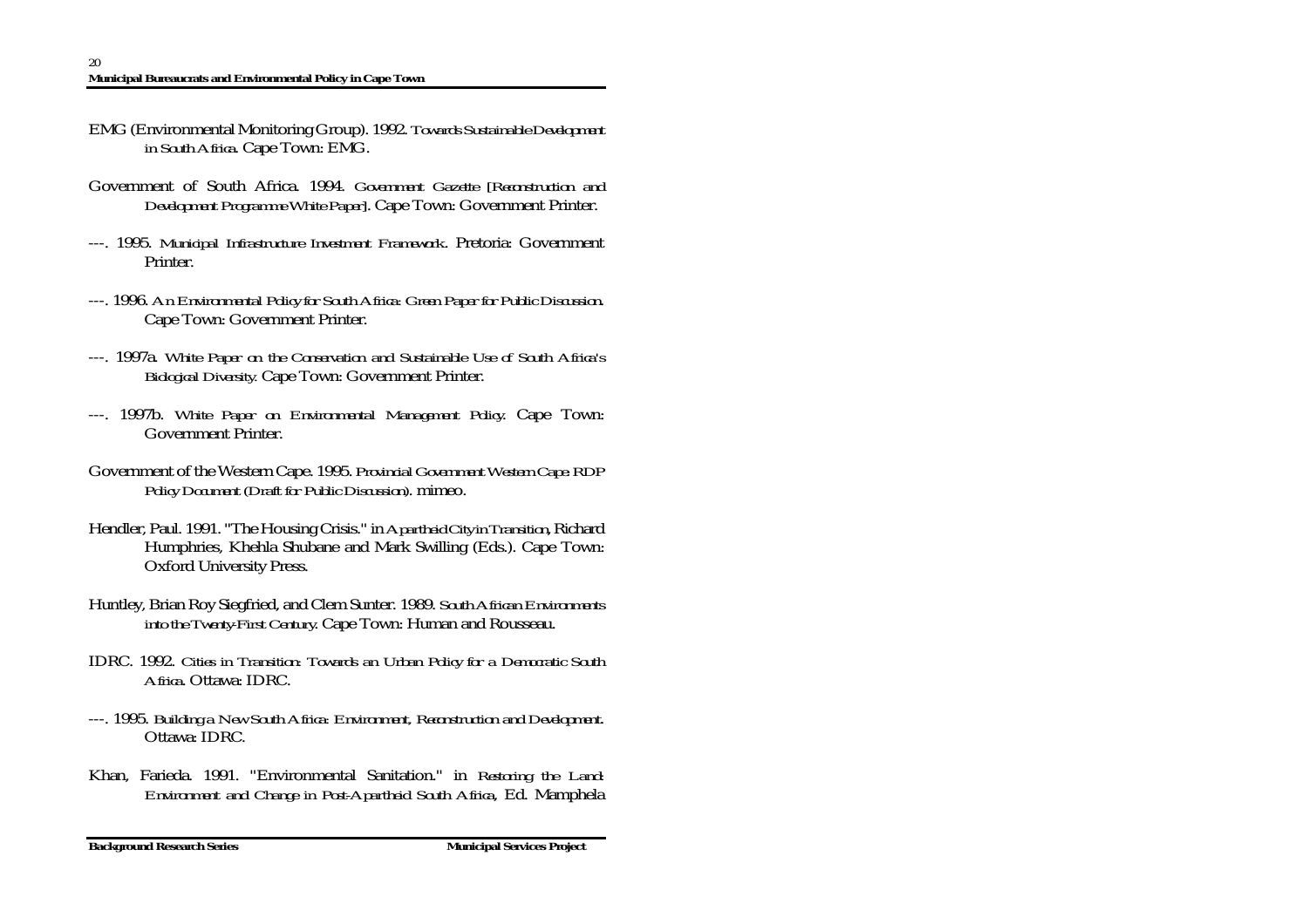EMG (Environmental Monitoring Group). 1992. *Towards Sustainable Development in South Africa.* Cape Town: EMG.

Government of South Africa. 1994. *Government Gazette [Reconstruction and Development Programme White Paper]*. Cape Town: Government Printer.

---. 1995. *Municipal Infrastructure Investment Framework*. Pretoria: Government Printer.

---. 1996. *An Environmental Policy for South Africa: Green Paper for Public Discussion.* Cape Town: Government Printer.

---. 1997a. *White Paper on the Conservation and Sustainable Use of South Africa's Biological Diversity.* Cape Town: Government Printer.

---. 1997b. *White Paper on Environmental Management Policy.* Cape Town: Government Printer.

Government of the Western Cape. 1995. *Provincial Government Western Cape: RDP Policy Document (Draft for Public Discussion)*. mimeo.

Hendler, Paul. 1991. "The Housing Crisis." in *Apartheid City in Transition*, Richard Humphries, Khehla Shubane and Mark Swilling (Eds.). Cape Town: Oxford University Press.

Huntley, Brian Roy Siegfried, and Clem Sunter. 1989. *South African Environments into the Twenty-First Century.* Cape Town: Human and Rousseau.

IDRC. 1992. *Cities in Transition: Towards an Urban Policy for a Democratic South Africa.* Ottawa: IDRC.

---. 1995. *Building a New South Africa: Environment, Reconstruction and Development.* Ottawa: IDRC.

Khan, Farieda. 1991. "Environmental Sanitation." in *Restoring the Land: Environment and Change in Post-Apartheid South Africa*, Ed. Mamphela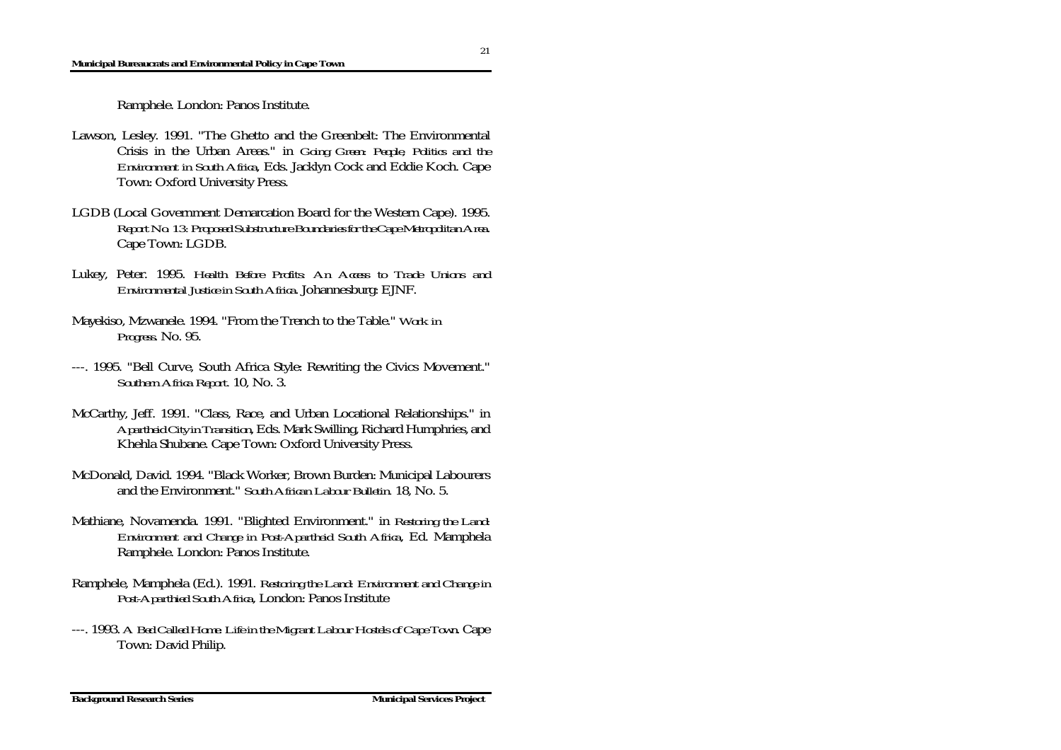Ramphele. London: Panos Institute.

Lawson, Lesley. 1991. "The Ghetto and the Greenbelt: The Environmental Crisis in the Urban Areas." in *Going Green: People, Politics and the Environment in South Africa*, Eds. Jacklyn Cock and Eddie Koch. Cape Town: Oxford University Press.

LGDB (Local Government Demarcation Board for the Western Cape). 1995. *Report No. 13: Proposed Substructure Boundaries for the Cape Metropolitan Area.* Cape Town: LGDB.

Lukey, Peter. 1995. *Health Before Profits: An Access to Trade Unions and Environmental Justice in South Africa.* Johannesburg: EJNF.

Mayekiso, Mzwanele. 1994. "From the Trench to the Table." *Work in Progress.* No. 95.

---. 1995. "Bell Curve, South Africa Style: Rewriting the Civics Movement." *Southern Africa Report.* 10, No. 3.

McCarthy, Jeff. 1991. "Class, Race, and Urban Locational Relationships." in *Apartheid City in Transition*, Eds. Mark Swilling, Richard Humphries, and Khehla Shubane. Cape Town: Oxford University Press.

McDonald, David. 1994. "Black Worker, Brown Burden: Municipal Labourers and the Environment." *South African Labour Bulletin.* 18, No. 5.

Mathiane, Novamenda. 1991. "Blighted Environment." in *Restoring the Land: Environment and Change in Post-Apartheid South Africa*, Ed. Mamphela Ramphele. London: Panos Institute.

Ramphele, Mamphela (Ed.). 1991. *Restoring the Land: Environment and Change in Post-Aparthied South Africa*, London: Panos Institute

---. 1993. *A Bed Called Home: Life in the Migrant Labour Hostels of Cape Town.* Cape Town: David Philip.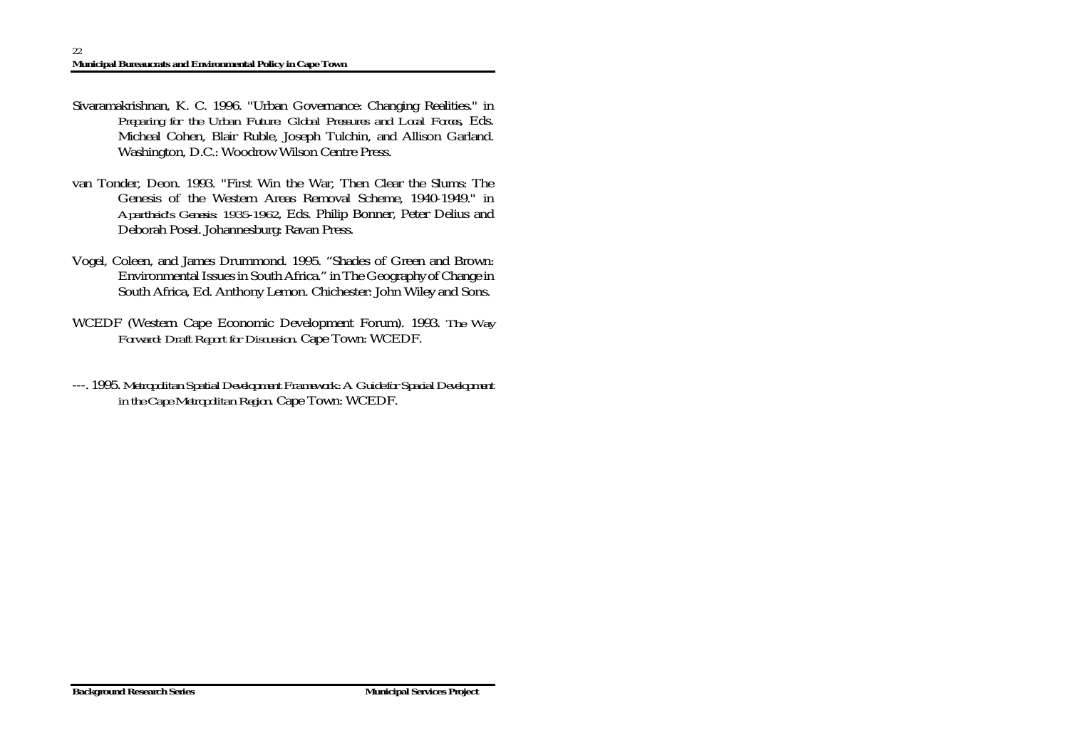Sivaramakrishnan, K. C. 1996. "Urban Governance: Changing Realities." in *Preparing for the Urban Future: Global Pressures and Local Forces*, Eds. Micheal Cohen, Blair Ruble, Joseph Tulchin, and Allison Garland. Washington, D.C.: Woodrow Wilson Centre Press.

van Tonder, Deon. 1993. "First Win the War, Then Clear the Slums: The Genesis of the Western Areas Removal Scheme, 1940-1949." in *Apartheid's Genesis: 1935-1962*, Eds. Philip Bonner, Peter Delius and Deborah Posel. Johannesburg: Ravan Press.

Vogel, Coleen, and James Drummond. 1995. "Shades of Green and Brown: Environmental Issues in South Africa." in The Geography of Change in South Africa, Ed. Anthony Lemon. Chichester: John Wiley and Sons.

WCEDF (Western Cape Economic Development Forum). 1993. *The Way Forward: Draft Report for Discussion*. Cape Town: WCEDF.

---. 1995. *Metropolitan Spatial Development Framework: A Guide for Spacial Development in the Cape Metropolitan Region*. Cape Town: WCEDF.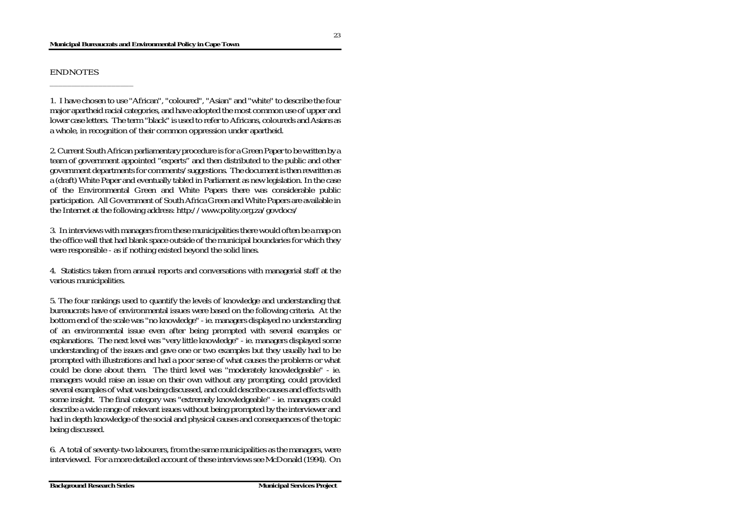## ENDNOTES

1. I have chosen to use "African", "coloured", "Asian" and "white" to describe the four major apartheid racial categories, and have adopted the most common use of upper and lower case letters. The term "black" is used to refer to Africans, coloureds and Asians as a whole, in recognition of their common oppression under apartheid.

2. Current South African parliamentary procedure is for a Green Paper to be written by a team of government appointed "experts" and then distributed to the public and other government departments for comments/suggestions. The document is then rewritten as a (draft) White Paper and eventually tabled in Parliament as new legislation. In the case of the Environmental Green and White Papers there was considerable public participation. All Government of South Africa Green and White Papers are available in the Internet at the following address: http://www.polity.org.za/govdocs/

3. In interviews with managers from these municipalities there would often be a map on the office wall that had blank space outside of the municipal boundaries for which they were responsible - as if nothing existed beyond the solid lines.

4. Statistics taken from annual reports and conversations with managerial staff at the various municipalities.

5. The four rankings used to quantify the levels of knowledge and understanding that bureaucrats have of environmental issues were based on the following criteria. At the bottom end of the scale was "no knowledge" - ie. managers displayed no understanding of an environmental issue even after being prompted with several examples or explanations. The next level was "very little knowledge" - ie. managers displayed some understanding of the issues and gave one or two examples but they usually had to be prompted with illustrations and had a poor sense of what causes the problems or what could be done about them. The third level was "moderately knowledgeable" - ie. managers would raise an issue on their own without any prompting, could provided several examples of what was being discussed, and could describe causes and effects with some insight. The final category was "extremely knowledgeable" - ie. managers could describe a wide range of relevant issues without being prompted by the interviewer and had in depth knowledge of the social and physical causes and consequences of the topic being discussed.

6. A total of seventy-two labourers, from the same municipalities as the managers, were interviewed. For a more detailed account of these interviews see McDonald (1994). On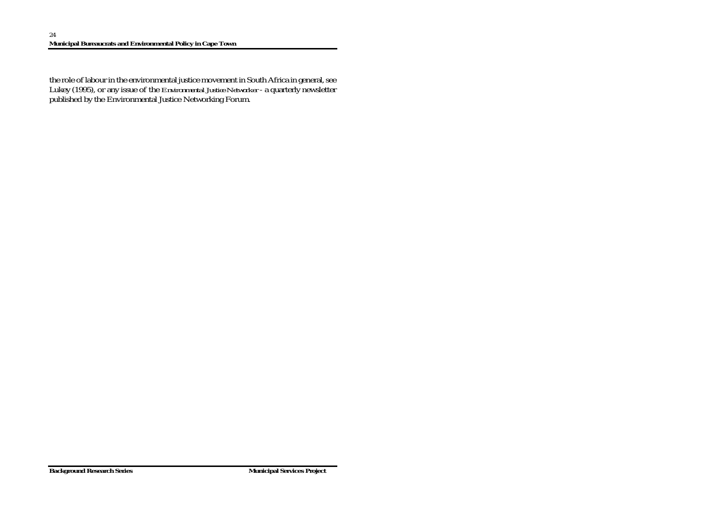the role of labour in the environmental justice movement in South Africa in general, see Lukey (1995), or any issue of the *Environmental Justice Networker* - a quarterly newsletter published by the Environmental Justice Networking Forum.